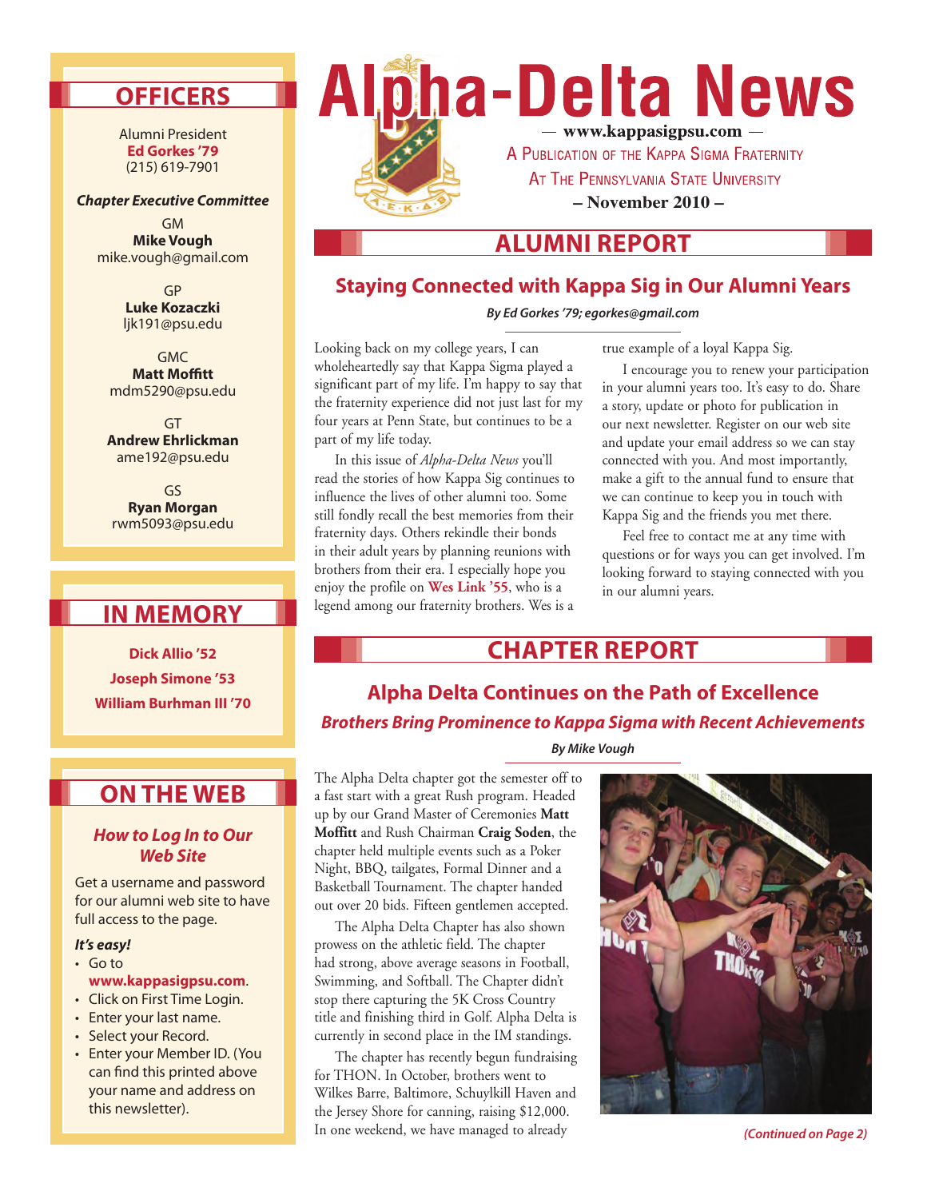# Alpha-Delta News

— www.kappasigpsu.com —

A Publication of the Kappa Sigma Fraternity At The Pennsylvania State University

– November 2010 –

## OFFICERS

Alumni President
**Ed Gorkes '79**
(215) 619-7901

***Chapter Executive Committee***

GM
**Mike Vough**
mike.vough@gmail.com

GP
**Luke Kozaczki**
ljk191@psu.edu

GMC
**Matt Moffitt**
mdm5290@psu.edu

GT
**Andrew Ehrlickman**
ame192@psu.edu

GS
**Ryan Morgan**
rwm5093@psu.edu

## IN MEMORY

**Dick Allio '52**

**Joseph Simone '53**

**William Burhman III '70**

## ON THE WEB

### *How to Log In to Our Web Site*

Get a username and password for our alumni web site to have full access to the page.

***It's easy!***

- Go to **www.kappasigpsu.com**.
- Click on First Time Login.
- Enter your last name.
- Select your Record.
- Enter your Member ID. (You can find this printed above your name and address on this newsletter).

## ALUMNI REPORT

### Staying Connected with Kappa Sig in Our Alumni Years

***By Ed Gorkes '79; egorkes@gmail.com***

Looking back on my college years, I can wholeheartedly say that Kappa Sigma played a significant part of my life. I'm happy to say that the fraternity experience did not just last for my four years at Penn State, but continues to be a part of my life today.

In this issue of *Alpha-Delta News* you'll read the stories of how Kappa Sig continues to influence the lives of other alumni too. Some still fondly recall the best memories from their fraternity days. Others rekindle their bonds in their adult years by planning reunions with brothers from their era. I especially hope you enjoy the profile on **Wes Link '55**, who is a legend among our fraternity brothers. Wes is a true example of a loyal Kappa Sig.

I encourage you to renew your participation in your alumni years too. It's easy to do. Share a story, update or photo for publication in our next newsletter. Register on our web site and update your email address so we can stay connected with you. And most importantly, make a gift to the annual fund to ensure that we can continue to keep you in touch with Kappa Sig and the friends you met there.

Feel free to contact me at any time with questions or for ways you can get involved. I'm looking forward to staying connected with you in our alumni years.

## CHAPTER REPORT

### Alpha Delta Continues on the Path of Excellence

#### *Brothers Bring Prominence to Kappa Sigma with Recent Achievements*

***By Mike Vough***

The Alpha Delta chapter got the semester off to a fast start with a great Rush program. Headed up by our Grand Master of Ceremonies **Matt Moffitt** and Rush Chairman **Craig Soden**, the chapter held multiple events such as a Poker Night, BBQ, tailgates, Formal Dinner and a Basketball Tournament. The chapter handed out over 20 bids. Fifteen gentlemen accepted.

The Alpha Delta Chapter has also shown prowess on the athletic field. The chapter had strong, above average seasons in Football, Swimming, and Softball. The Chapter didn't stop there capturing the 5K Cross Country title and finishing third in Golf. Alpha Delta is currently in second place in the IM standings.

The chapter has recently begun fundraising for THON. In October, brothers went to Wilkes Barre, Baltimore, Schuylkill Haven and the Jersey Shore for canning, raising $12,000. In one weekend, we have managed to already

*(Continued on Page 2)*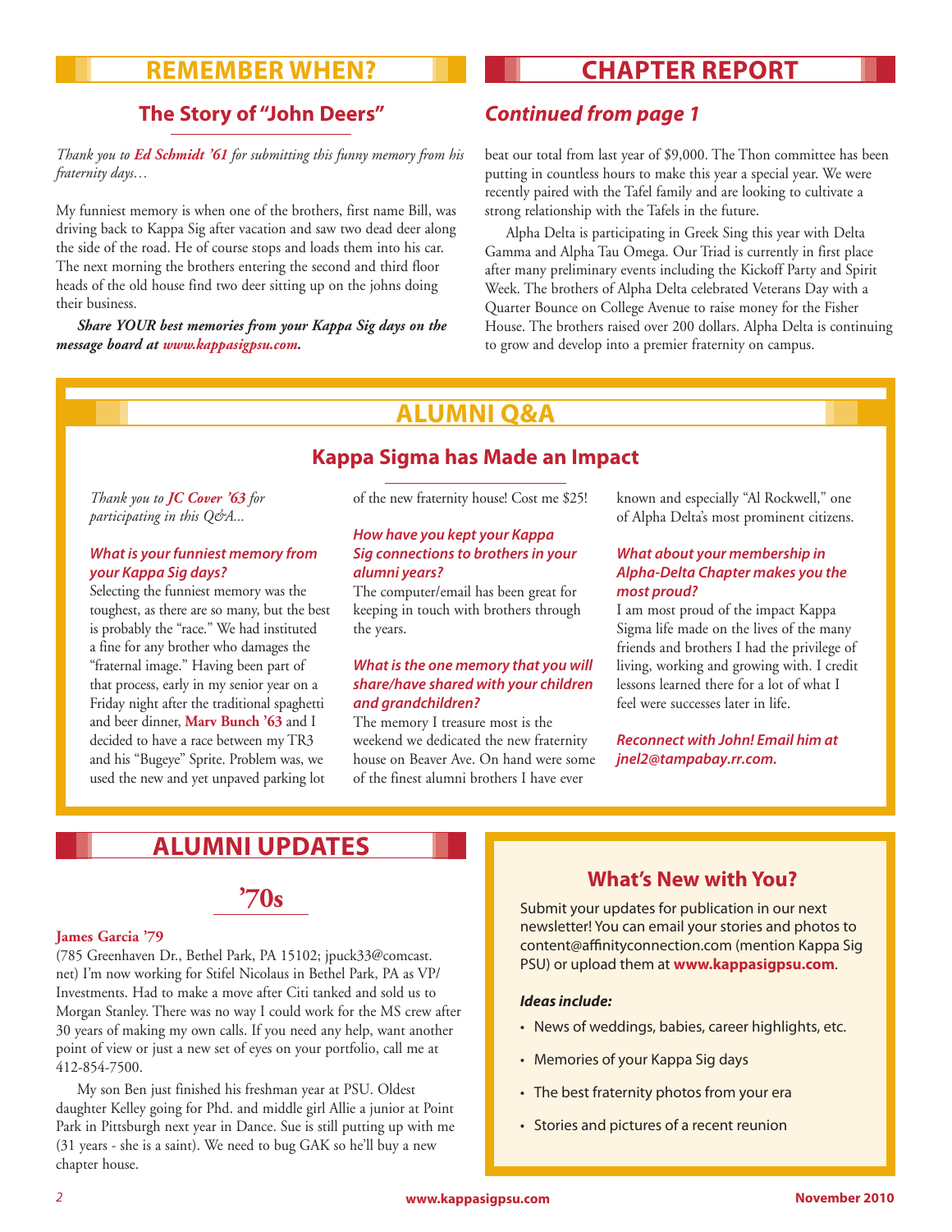## REMEMBER WHEN?

### The Story of "John Deers"

*Thank you to **Ed Schmidt '61** for submitting this funny memory from his fraternity days…*

My funniest memory is when one of the brothers, first name Bill, was driving back to Kappa Sig after vacation and saw two dead deer along the side of the road. He of course stops and loads them into his car. The next morning the brothers entering the second and third floor heads of the old house find two deer sitting up on the johns doing their business.

***Share YOUR best memories from your Kappa Sig days on the message board at www.kappasigpsu.com.***

## CHAPTER REPORT

### *Continued from page 1*

beat our total from last year of $9,000. The Thon committee has been putting in countless hours to make this year a special year. We were recently paired with the Tafel family and are looking to cultivate a strong relationship with the Tafels in the future.

Alpha Delta is participating in Greek Sing this year with Delta Gamma and Alpha Tau Omega. Our Triad is currently in first place after many preliminary events including the Kickoff Party and Spirit Week. The brothers of Alpha Delta celebrated Veterans Day with a Quarter Bounce on College Avenue to raise money for the Fisher House. The brothers raised over 200 dollars. Alpha Delta is continuing to grow and develop into a premier fraternity on campus.

## ALUMNI Q&A

### Kappa Sigma has Made an Impact

*Thank you to **JC Cover '63** for participating in this Q&A...*

***What is your funniest memory from your Kappa Sig days?***

Selecting the funniest memory was the toughest, as there are so many, but the best is probably the "race." We had instituted a fine for any brother who damages the "fraternal image." Having been part of that process, early in my senior year on a Friday night after the traditional spaghetti and beer dinner, **Marv Bunch '63** and I decided to have a race between my TR3 and his "Bugeye" Sprite. Problem was, we used the new and yet unpaved parking lot of the new fraternity house! Cost me $25!

***How have you kept your Kappa Sig connections to brothers in your alumni years?***

The computer/email has been great for keeping in touch with brothers through the years.

***What is the one memory that you will share/have shared with your children and grandchildren?***

The memory I treasure most is the weekend we dedicated the new fraternity house on Beaver Ave. On hand were some of the finest alumni brothers I have ever known and especially "Al Rockwell," one of Alpha Delta's most prominent citizens.

***What about your membership in Alpha-Delta Chapter makes you the most proud?***

I am most proud of the impact Kappa Sigma life made on the lives of the many friends and brothers I had the privilege of living, working and growing with. I credit lessons learned there for a lot of what I feel were successes later in life.

***Reconnect with John! Email him at jnel2@tampabay.rr.com.***

## ALUMNI UPDATES

### '70s

**James Garcia '79**

(785 Greenhaven Dr., Bethel Park, PA 15102; jpuck33@comcast.net) I'm now working for Stifel Nicolaus in Bethel Park, PA as VP/Investments. Had to make a move after Citi tanked and sold us to Morgan Stanley. There was no way I could work for the MS crew after 30 years of making my own calls. If you need any help, want another point of view or just a new set of eyes on your portfolio, call me at 412-854-7500.

My son Ben just finished his freshman year at PSU. Oldest daughter Kelley going for Phd. and middle girl Allie a junior at Point Park in Pittsburgh next year in Dance. Sue is still putting up with me (31 years - she is a saint). We need to bug GAK so he'll buy a new chapter house.

### What's New with You?

Submit your updates for publication in our next newsletter! You can email your stories and photos to content@affinityconnection.com (mention Kappa Sig PSU) or upload them at **www.kappasigpsu.com**.

***Ideas include:***

- News of weddings, babies, career highlights, etc.
- Memories of your Kappa Sig days
- The best fraternity photos from your era
- Stories and pictures of a recent reunion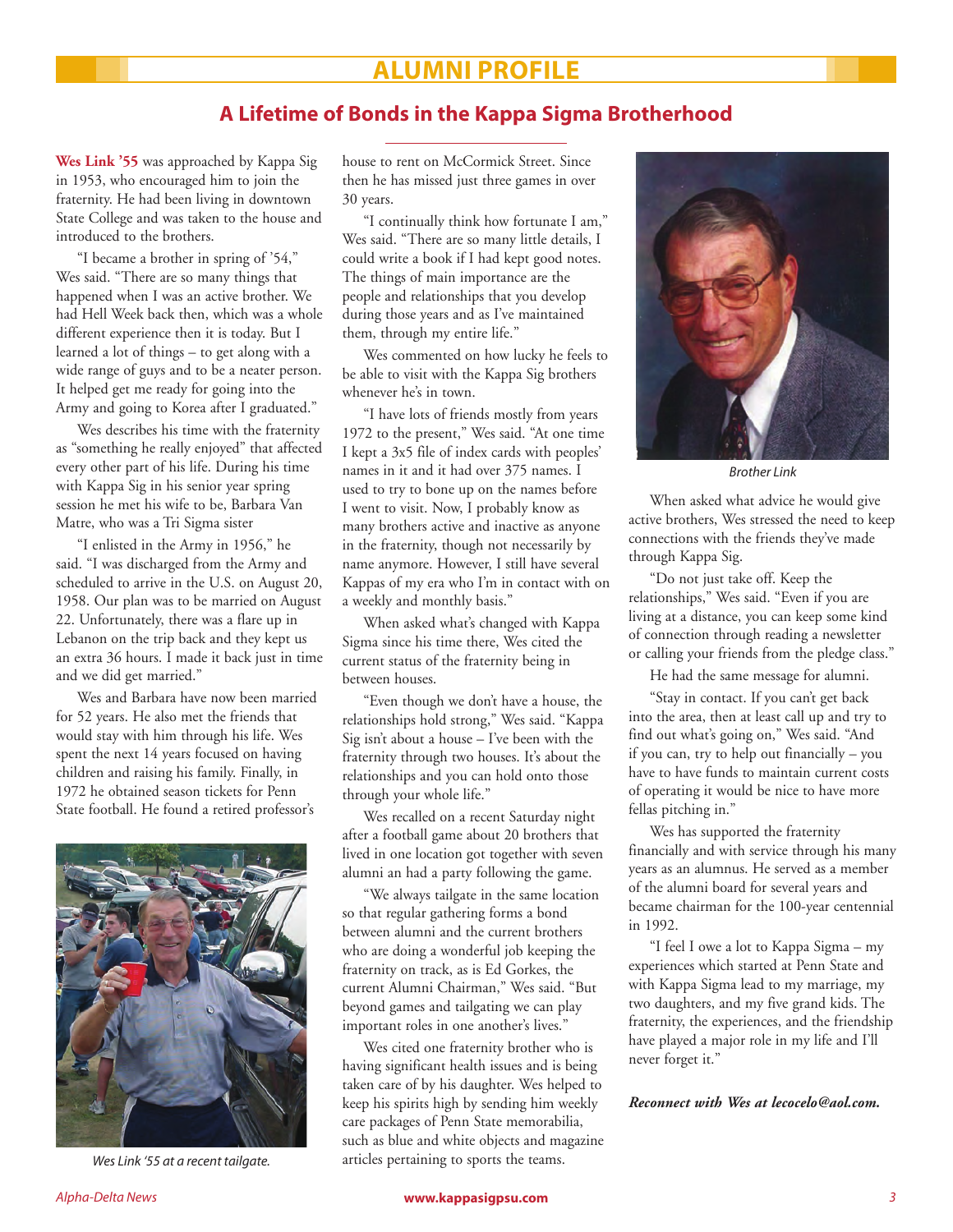## ALUMNI PROFILE

# A Lifetime of Bonds in the Kappa Sigma Brotherhood

**Wes Link '55** was approached by Kappa Sig in 1953, who encouraged him to join the fraternity. He had been living in downtown State College and was taken to the house and introduced to the brothers.

"I became a brother in spring of '54," Wes said. "There are so many things that happened when I was an active brother. We had Hell Week back then, which was a whole different experience then it is today. But I learned a lot of things – to get along with a wide range of guys and to be a neater person. It helped get me ready for going into the Army and going to Korea after I graduated."

Wes describes his time with the fraternity as "something he really enjoyed" that affected every other part of his life. During his time with Kappa Sig in his senior year spring session he met his wife to be, Barbara Van Matre, who was a Tri Sigma sister

"I enlisted in the Army in 1956," he said. "I was discharged from the Army and scheduled to arrive in the U.S. on August 20, 1958. Our plan was to be married on August 22. Unfortunately, there was a flare up in Lebanon on the trip back and they kept us an extra 36 hours. I made it back just in time and we did get married."

Wes and Barbara have now been married for 52 years. He also met the friends that would stay with him through his life. Wes spent the next 14 years focused on having children and raising his family. Finally, in 1972 he obtained season tickets for Penn State football. He found a retired professor's house to rent on McCormick Street. Since then he has missed just three games in over 30 years.

*Wes Link '55 at a recent tailgate.*

"I continually think how fortunate I am," Wes said. "There are so many little details, I could write a book if I had kept good notes. The things of main importance are the people and relationships that you develop during those years and as I've maintained them, through my entire life."

Wes commented on how lucky he feels to be able to visit with the Kappa Sig brothers whenever he's in town.

"I have lots of friends mostly from years 1972 to the present," Wes said. "At one time I kept a 3x5 file of index cards with peoples' names in it and it had over 375 names. I used to try to bone up on the names before I went to visit. Now, I probably know as many brothers active and inactive as anyone in the fraternity, though not necessarily by name anymore. However, I still have several Kappas of my era who I'm in contact with on a weekly and monthly basis."

When asked what's changed with Kappa Sigma since his time there, Wes cited the current status of the fraternity being in between houses.

"Even though we don't have a house, the relationships hold strong," Wes said. "Kappa Sig isn't about a house – I've been with the fraternity through two houses. It's about the relationships and you can hold onto those through your whole life."

Wes recalled on a recent Saturday night after a football game about 20 brothers that lived in one location got together with seven alumni an had a party following the game.

"We always tailgate in the same location so that regular gathering forms a bond between alumni and the current brothers who are doing a wonderful job keeping the fraternity on track, as is Ed Gorkes, the current Alumni Chairman," Wes said. "But beyond games and tailgating we can play important roles in one another's lives."

Wes cited one fraternity brother who is having significant health issues and is being taken care of by his daughter. Wes helped to keep his spirits high by sending him weekly care packages of Penn State memorabilia, such as blue and white objects and magazine articles pertaining to sports the teams.

*Brother Link*

When asked what advice he would give active brothers, Wes stressed the need to keep connections with the friends they've made through Kappa Sig.

"Do not just take off. Keep the relationships," Wes said. "Even if you are living at a distance, you can keep some kind of connection through reading a newsletter or calling your friends from the pledge class."

He had the same message for alumni.

"Stay in contact. If you can't get back into the area, then at least call up and try to find out what's going on," Wes said. "And if you can, try to help out financially – you have to have funds to maintain current costs of operating it would be nice to have more fellas pitching in."

Wes has supported the fraternity financially and with service through his many years as an alumnus. He served as a member of the alumni board for several years and became chairman for the 100-year centennial in 1992.

"I feel I owe a lot to Kappa Sigma – my experiences which started at Penn State and with Kappa Sigma lead to my marriage, my two daughters, and my five grand kids. The fraternity, the experiences, and the friendship have played a major role in my life and I'll never forget it."

***Reconnect with Wes at lecocelo@aol.com.***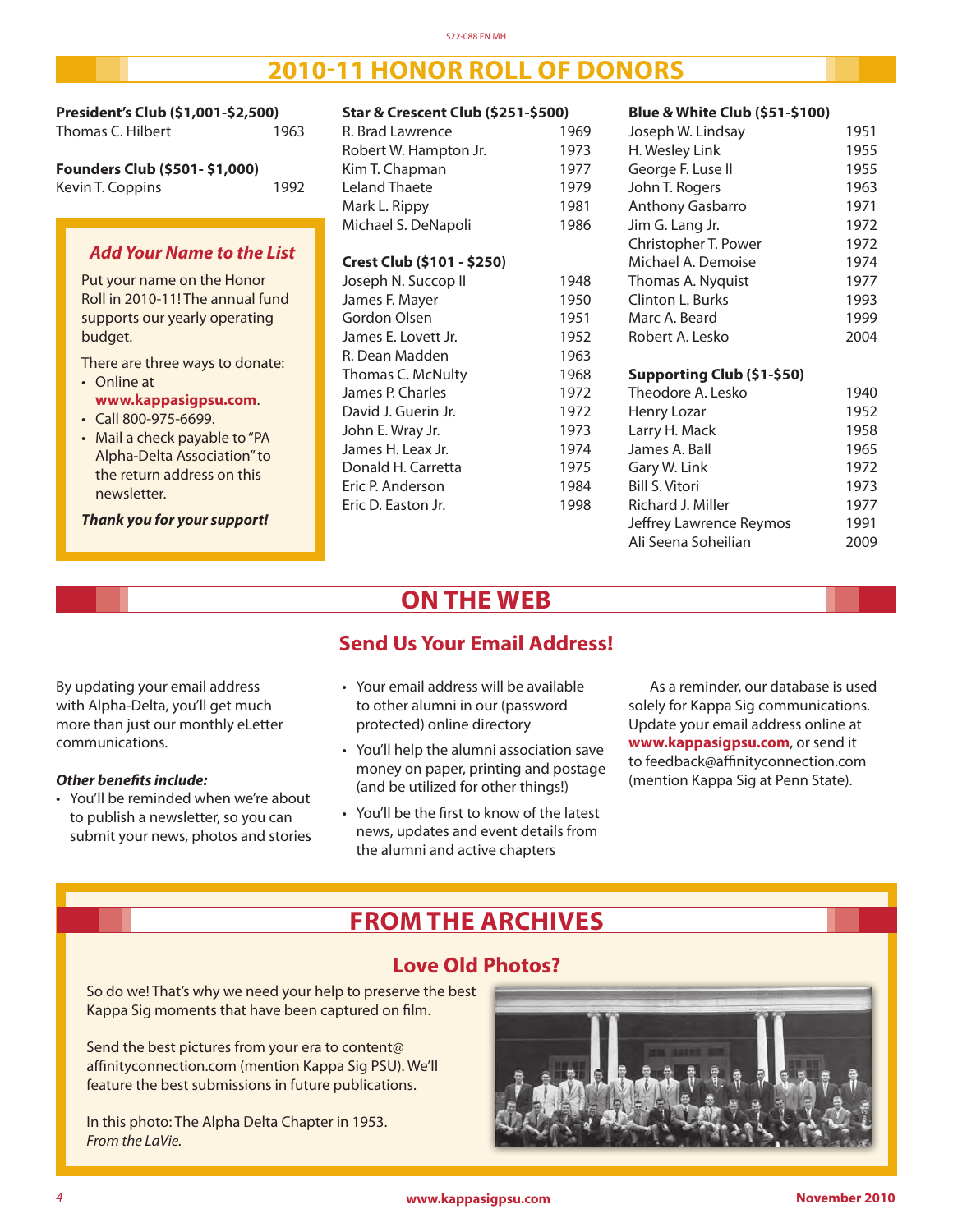# 2010-11 HONOR ROLL OF DONORS

**President's Club ($1,001-$2,500)**

| | |
|---|---|
| Thomas C. Hilbert | 1963 |

**Founders Club ($501- $1,000)**

| | |
|---|---|
| Kevin T. Coppins | 1992 |

### *Add Your Name to the List*

Put your name on the Honor Roll in 2010-11! The annual fund supports our yearly operating budget.

There are three ways to donate:

- Online at **www.kappasigpsu.com**.
- Call 800-975-6699.
- Mail a check payable to "PA Alpha-Delta Association" to the return address on this newsletter.

***Thank you for your support!***

**Star & Crescent Club ($251-$500)**

| | |
|---|---|
| R. Brad Lawrence | 1969 |
| Robert W. Hampton Jr. | 1973 |
| Kim T. Chapman | 1977 |
| Leland Thaete | 1979 |
| Mark L. Rippy | 1981 |
| Michael S. DeNapoli | 1986 |

**Crest Club ($101 - $250)**

| | |
|---|---|
| Joseph N. Succop II | 1948 |
| James F. Mayer | 1950 |
| Gordon Olsen | 1951 |
| James E. Lovett Jr. | 1952 |
| R. Dean Madden | 1963 |
| Thomas C. McNulty | 1968 |
| James P. Charles | 1972 |
| David J. Guerin Jr. | 1972 |
| John E. Wray Jr. | 1973 |
| James H. Leax Jr. | 1974 |
| Donald H. Carretta | 1975 |
| Eric P. Anderson | 1984 |
| Eric D. Easton Jr. | 1998 |

**Blue & White Club ($51-$100)**

| | |
|---|---|
| Joseph W. Lindsay | 1951 |
| H. Wesley Link | 1955 |
| George F. Luse II | 1955 |
| John T. Rogers | 1963 |
| Anthony Gasbarro | 1971 |
| Jim G. Lang Jr. | 1972 |
| Christopher T. Power | 1972 |
| Michael A. Demoise | 1974 |
| Thomas A. Nyquist | 1977 |
| Clinton L. Burks | 1993 |
| Marc A. Beard | 1999 |
| Robert A. Lesko | 2004 |

**Supporting Club ($1-$50)**

| | |
|---|---|
| Theodore A. Lesko | 1940 |
| Henry Lozar | 1952 |
| Larry H. Mack | 1958 |
| James A. Ball | 1965 |
| Gary W. Link | 1972 |
| Bill S. Vitori | 1973 |
| Richard J. Miller | 1977 |
| Jeffrey Lawrence Reymos | 1991 |
| Ali Seena Soheilian | 2009 |

# ON THE WEB

## Send Us Your Email Address!

By updating your email address with Alpha-Delta, you'll get much more than just our monthly eLetter communications.

***Other benefits include:***

- You'll be reminded when we're about to publish a newsletter, so you can submit your news, photos and stories
- Your email address will be available to other alumni in our (password protected) online directory
- You'll help the alumni association save money on paper, printing and postage (and be utilized for other things!)
- You'll be the first to know of the latest news, updates and event details from the alumni and active chapters

As a reminder, our database is used solely for Kappa Sig communications. Update your email address online at **www.kappasigpsu.com**, or send it to feedback@affinityconnection.com (mention Kappa Sig at Penn State).

# FROM THE ARCHIVES

## Love Old Photos?

So do we! That's why we need your help to preserve the best Kappa Sig moments that have been captured on film.

Send the best pictures from your era to content@affinityconnection.com (mention Kappa Sig PSU). We'll feature the best submissions in future publications.

In this photo: The Alpha Delta Chapter in 1953. *From the LaVie.*